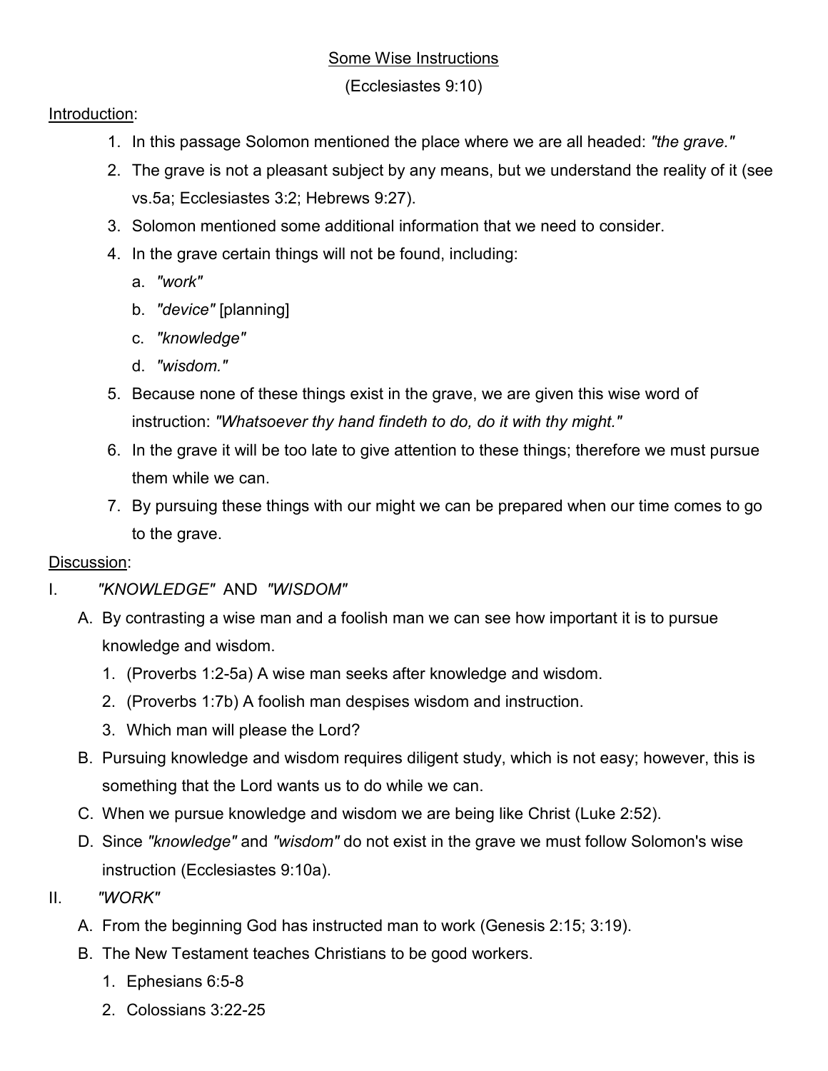# Some Wise Instructions

(Ecclesiastes 9:10)

Introduction:

1. In this passage Solomon mentioned the place where we are all headed: *"the grave."*
2. The grave is not a pleasant subject by any means, but we understand the reality of it (see vs.5a; Ecclesiastes 3:2; Hebrews 9:27).
3. Solomon mentioned some additional information that we need to consider.
4. In the grave certain things will not be found, including:
   a. *"work"*
   b. *"device"* [planning]
   c. *"knowledge"*
   d. *"wisdom."*
5. Because none of these things exist in the grave, we are given this wise word of instruction: *"Whatsoever thy hand findeth to do, do it with thy might."*
6. In the grave it will be too late to give attention to these things; therefore we must pursue them while we can.
7. By pursuing these things with our might we can be prepared when our time comes to go to the grave.

Discussion:

I. *"KNOWLEDGE"* AND *"WISDOM"*

A. By contrasting a wise man and a foolish man we can see how important it is to pursue knowledge and wisdom.
   1. (Proverbs 1:2-5a) A wise man seeks after knowledge and wisdom.
   2. (Proverbs 1:7b) A foolish man despises wisdom and instruction.
   3. Which man will please the Lord?

B. Pursuing knowledge and wisdom requires diligent study, which is not easy; however, this is something that the Lord wants us to do while we can.

C. When we pursue knowledge and wisdom we are being like Christ (Luke 2:52).

D. Since *"knowledge"* and *"wisdom"* do not exist in the grave we must follow Solomon's wise instruction (Ecclesiastes 9:10a).

II. *"WORK"*

A. From the beginning God has instructed man to work (Genesis 2:15; 3:19).

B. The New Testament teaches Christians to be good workers.
   1. Ephesians 6:5-8
   2. Colossians 3:22-25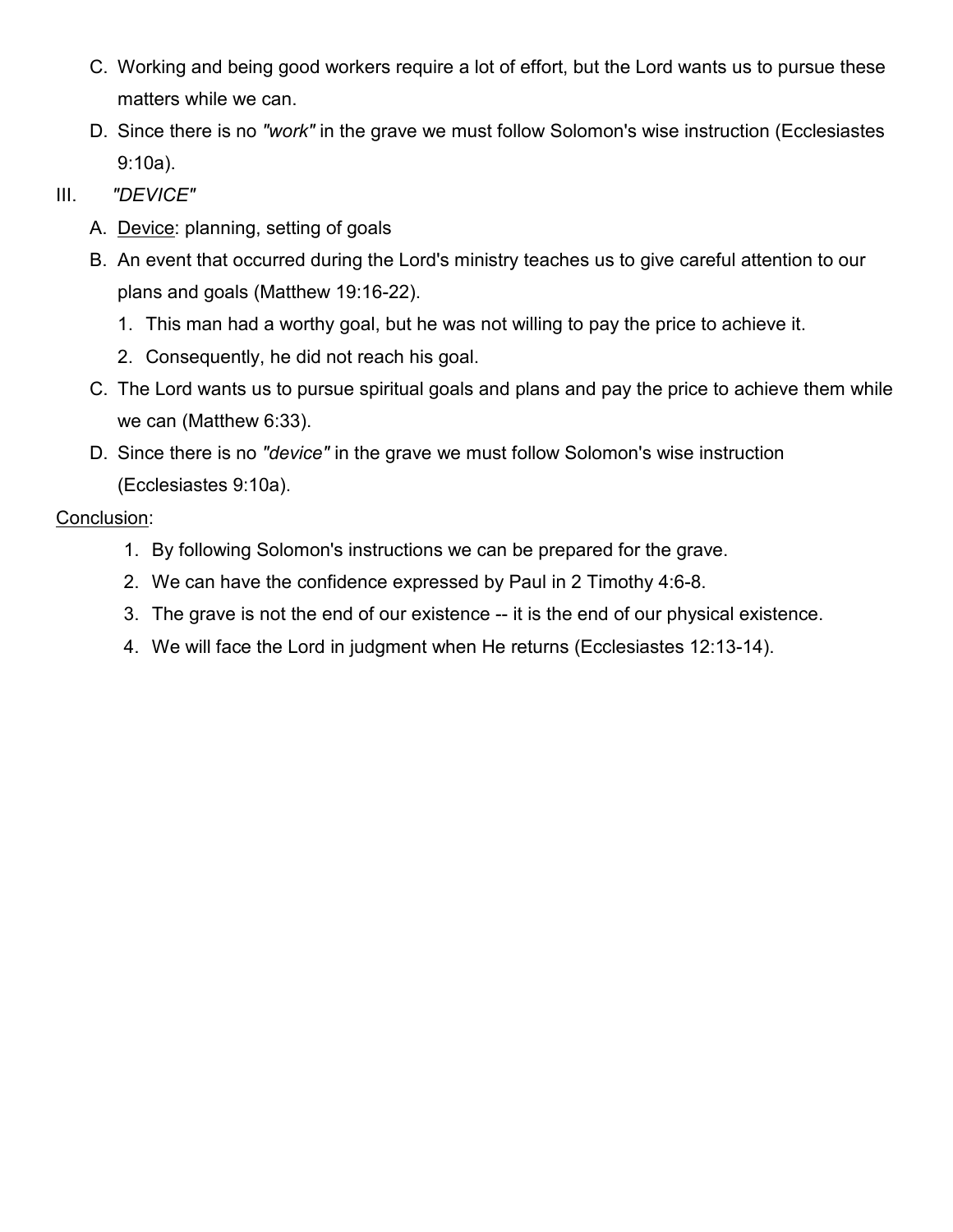C. Working and being good workers require a lot of effort, but the Lord wants us to pursue these matters while we can.

D. Since there is no *"work"* in the grave we must follow Solomon's wise instruction (Ecclesiastes 9:10a).

III. *"DEVICE"*

A. <u>Device</u>: planning, setting of goals

B. An event that occurred during the Lord's ministry teaches us to give careful attention to our plans and goals (Matthew 19:16-22).

1. This man had a worthy goal, but he was not willing to pay the price to achieve it.
2. Consequently, he did not reach his goal.

C. The Lord wants us to pursue spiritual goals and plans and pay the price to achieve them while we can (Matthew 6:33).

D. Since there is no *"device"* in the grave we must follow Solomon's wise instruction (Ecclesiastes 9:10a).

<u>Conclusion</u>:

1. By following Solomon's instructions we can be prepared for the grave.
2. We can have the confidence expressed by Paul in 2 Timothy 4:6-8.
3. The grave is not the end of our existence -- it is the end of our physical existence.
4. We will face the Lord in judgment when He returns (Ecclesiastes 12:13-14).